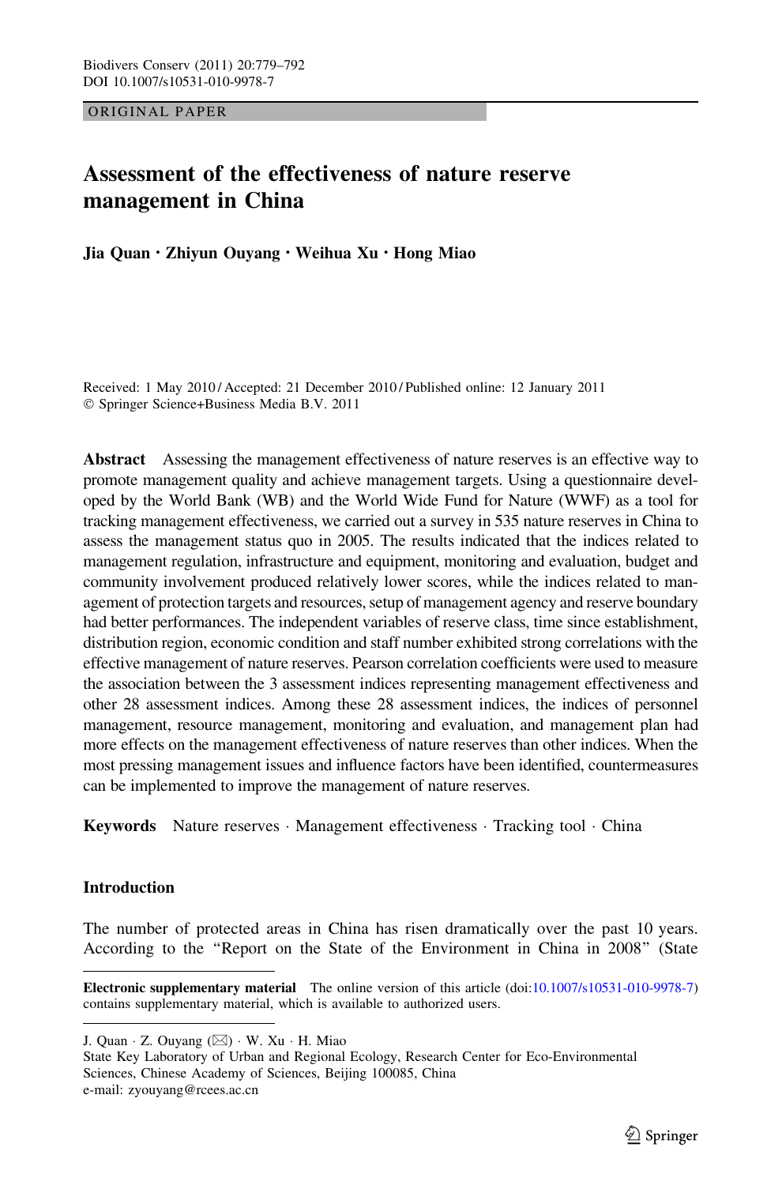ORIGINAL PAPER

# Assessment of the effectiveness of nature reserve management in China

**Jia Quan · Zhiyun Ouyang · Weihua Xu · Hong Miao**

Received: 1 May 2010 / Accepted: 21 December 2010 / Published online: 12 January 2011
© Springer Science+Business Media B.V. 2011

**Abstract** Assessing the management effectiveness of nature reserves is an effective way to promote management quality and achieve management targets. Using a questionnaire developed by the World Bank (WB) and the World Wide Fund for Nature (WWF) as a tool for tracking management effectiveness, we carried out a survey in 535 nature reserves in China to assess the management status quo in 2005. The results indicated that the indices related to management regulation, infrastructure and equipment, monitoring and evaluation, budget and community involvement produced relatively lower scores, while the indices related to management of protection targets and resources, setup of management agency and reserve boundary had better performances. The independent variables of reserve class, time since establishment, distribution region, economic condition and staff number exhibited strong correlations with the effective management of nature reserves. Pearson correlation coefficients were used to measure the association between the 3 assessment indices representing management effectiveness and other 28 assessment indices. Among these 28 assessment indices, the indices of personnel management, resource management, monitoring and evaluation, and management plan had more effects on the management effectiveness of nature reserves than other indices. When the most pressing management issues and influence factors have been identified, countermeasures can be implemented to improve the management of nature reserves.

**Keywords** Nature reserves · Management effectiveness · Tracking tool · China

## Introduction

The number of protected areas in China has risen dramatically over the past 10 years. According to the "Report on the State of the Environment in China in 2008" (State

---

**Electronic supplementary material** The online version of this article (doi:10.1007/s10531-010-9978-7) contains supplementary material, which is available to authorized users.

J. Quan · Z. Ouyang (✉) · W. Xu · H. Miao
State Key Laboratory of Urban and Regional Ecology, Research Center for Eco-Environmental Sciences, Chinese Academy of Sciences, Beijing 100085, China
e-mail: zyouyang@rcees.ac.cn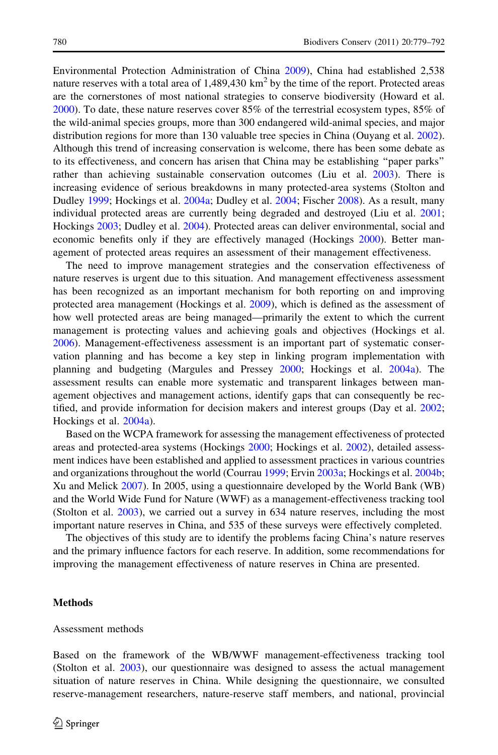Environmental Protection Administration of China 2009), China had established 2,538 nature reserves with a total area of 1,489,430 km$^2$ by the time of the report. Protected areas are the cornerstones of most national strategies to conserve biodiversity (Howard et al. 2000). To date, these nature reserves cover 85% of the terrestrial ecosystem types, 85% of the wild-animal species groups, more than 300 endangered wild-animal species, and major distribution regions for more than 130 valuable tree species in China (Ouyang et al. 2002). Although this trend of increasing conservation is welcome, there has been some debate as to its effectiveness, and concern has arisen that China may be establishing "paper parks" rather than achieving sustainable conservation outcomes (Liu et al. 2003). There is increasing evidence of serious breakdowns in many protected-area systems (Stolton and Dudley 1999; Hockings et al. 2004a; Dudley et al. 2004; Fischer 2008). As a result, many individual protected areas are currently being degraded and destroyed (Liu et al. 2001; Hockings 2003; Dudley et al. 2004). Protected areas can deliver environmental, social and economic benefits only if they are effectively managed (Hockings 2000). Better management of protected areas requires an assessment of their management effectiveness.

The need to improve management strategies and the conservation effectiveness of nature reserves is urgent due to this situation. And management effectiveness assessment has been recognized as an important mechanism for both reporting on and improving protected area management (Hockings et al. 2009), which is defined as the assessment of how well protected areas are being managed—primarily the extent to which the current management is protecting values and achieving goals and objectives (Hockings et al. 2006). Management-effectiveness assessment is an important part of systematic conservation planning and has become a key step in linking program implementation with planning and budgeting (Margules and Pressey 2000; Hockings et al. 2004a). The assessment results can enable more systematic and transparent linkages between management objectives and management actions, identify gaps that can consequently be rectified, and provide information for decision makers and interest groups (Day et al. 2002; Hockings et al. 2004a).

Based on the WCPA framework for assessing the management effectiveness of protected areas and protected-area systems (Hockings 2000; Hockings et al. 2002), detailed assessment indices have been established and applied to assessment practices in various countries and organizations throughout the world (Courrau 1999; Ervin 2003a; Hockings et al. 2004b; Xu and Melick 2007). In 2005, using a questionnaire developed by the World Bank (WB) and the World Wide Fund for Nature (WWF) as a management-effectiveness tracking tool (Stolton et al. 2003), we carried out a survey in 634 nature reserves, including the most important nature reserves in China, and 535 of these surveys were effectively completed.

The objectives of this study are to identify the problems facing China's nature reserves and the primary influence factors for each reserve. In addition, some recommendations for improving the management effectiveness of nature reserves in China are presented.

## Methods

### Assessment methods

Based on the framework of the WB/WWF management-effectiveness tracking tool (Stolton et al. 2003), our questionnaire was designed to assess the actual management situation of nature reserves in China. While designing the questionnaire, we consulted reserve-management researchers, nature-reserve staff members, and national, provincial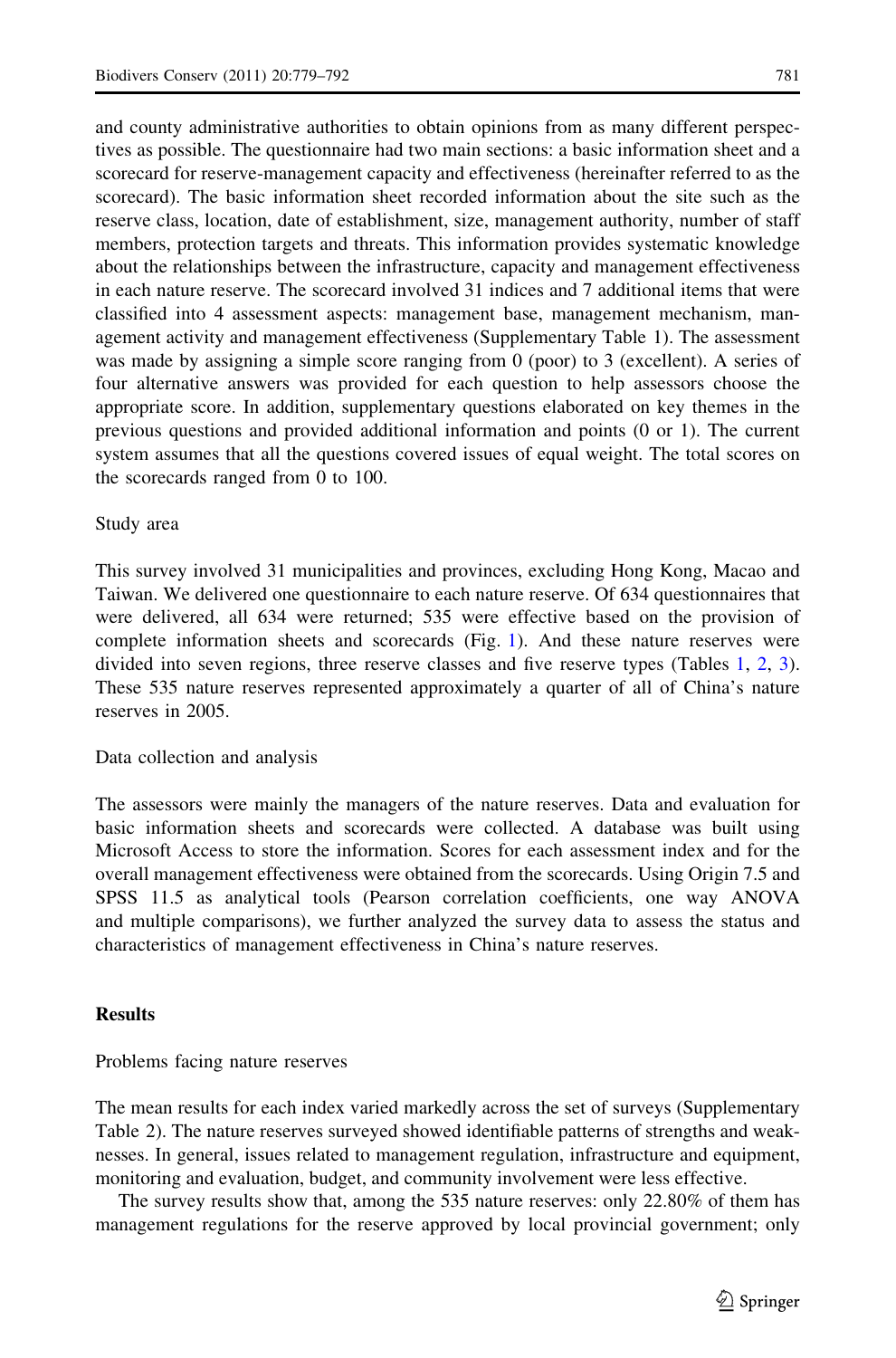and county administrative authorities to obtain opinions from as many different perspectives as possible. The questionnaire had two main sections: a basic information sheet and a scorecard for reserve-management capacity and effectiveness (hereinafter referred to as the scorecard). The basic information sheet recorded information about the site such as the reserve class, location, date of establishment, size, management authority, number of staff members, protection targets and threats. This information provides systematic knowledge about the relationships between the infrastructure, capacity and management effectiveness in each nature reserve. The scorecard involved 31 indices and 7 additional items that were classified into 4 assessment aspects: management base, management mechanism, management activity and management effectiveness (Supplementary Table 1). The assessment was made by assigning a simple score ranging from 0 (poor) to 3 (excellent). A series of four alternative answers was provided for each question to help assessors choose the appropriate score. In addition, supplementary questions elaborated on key themes in the previous questions and provided additional information and points (0 or 1). The current system assumes that all the questions covered issues of equal weight. The total scores on the scorecards ranged from 0 to 100.

Study area

This survey involved 31 municipalities and provinces, excluding Hong Kong, Macao and Taiwan. We delivered one questionnaire to each nature reserve. Of 634 questionnaires that were delivered, all 634 were returned; 535 were effective based on the provision of complete information sheets and scorecards (Fig. 1). And these nature reserves were divided into seven regions, three reserve classes and five reserve types (Tables 1, 2, 3). These 535 nature reserves represented approximately a quarter of all of China's nature reserves in 2005.

Data collection and analysis

The assessors were mainly the managers of the nature reserves. Data and evaluation for basic information sheets and scorecards were collected. A database was built using Microsoft Access to store the information. Scores for each assessment index and for the overall management effectiveness were obtained from the scorecards. Using Origin 7.5 and SPSS 11.5 as analytical tools (Pearson correlation coefficients, one way ANOVA and multiple comparisons), we further analyzed the survey data to assess the status and characteristics of management effectiveness in China's nature reserves.

## Results

Problems facing nature reserves

The mean results for each index varied markedly across the set of surveys (Supplementary Table 2). The nature reserves surveyed showed identifiable patterns of strengths and weaknesses. In general, issues related to management regulation, infrastructure and equipment, monitoring and evaluation, budget, and community involvement were less effective.

The survey results show that, among the 535 nature reserves: only 22.80% of them has management regulations for the reserve approved by local provincial government; only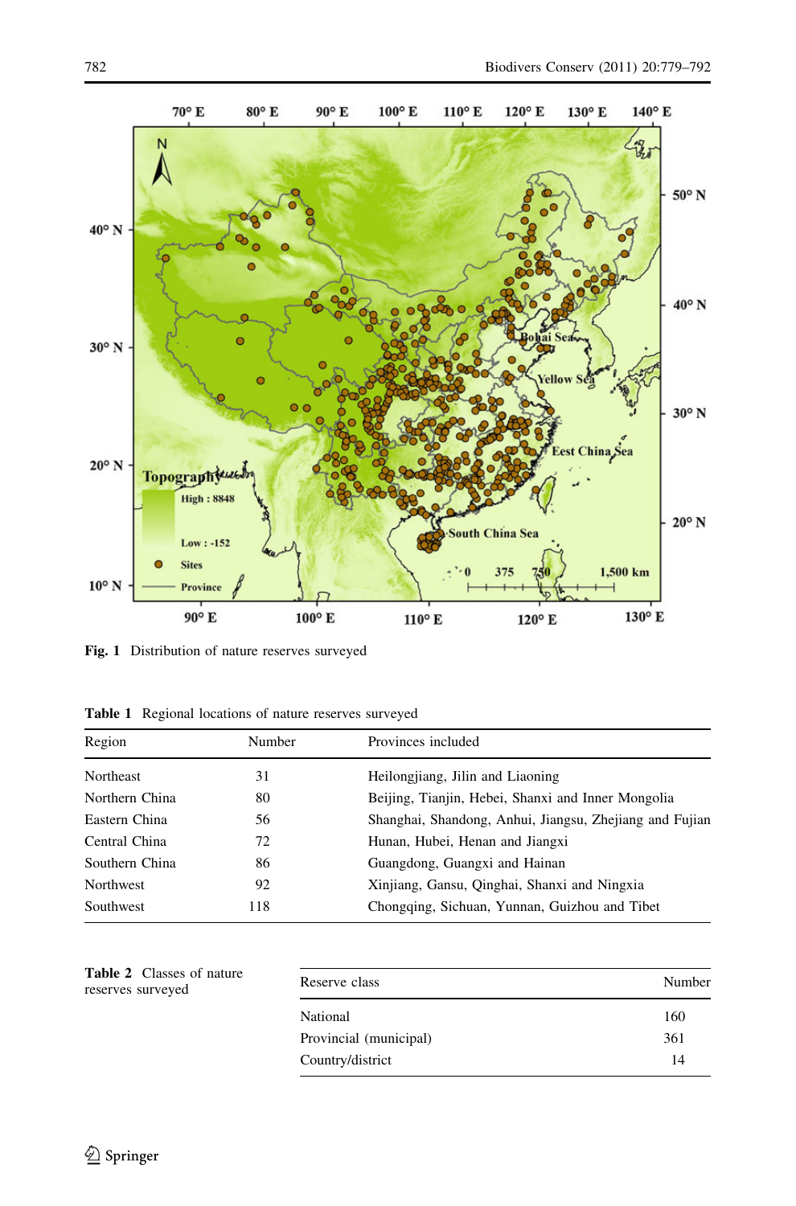Fig. 1 Distribution of nature reserves surveyed

Table 1 Regional locations of nature reserves surveyed

| Region | Number | Provinces included |
|---|---|---|
| Northeast | 31 | Heilongjiang, Jilin and Liaoning |
| Northern China | 80 | Beijing, Tianjin, Hebei, Shanxi and Inner Mongolia |
| Eastern China | 56 | Shanghai, Shandong, Anhui, Jiangsu, Zhejiang and Fujian |
| Central China | 72 | Hunan, Hubei, Henan and Jiangxi |
| Southern China | 86 | Guangdong, Guangxi and Hainan |
| Northwest | 92 | Xinjiang, Gansu, Qinghai, Shanxi and Ningxia |
| Southwest | 118 | Chongqing, Sichuan, Yunnan, Guizhou and Tibet |

Table 2 Classes of nature reserves surveyed

| Reserve class | Number |
|---|---|
| National | 160 |
| Provincial (municipal) | 361 |
| Country/district | 14 |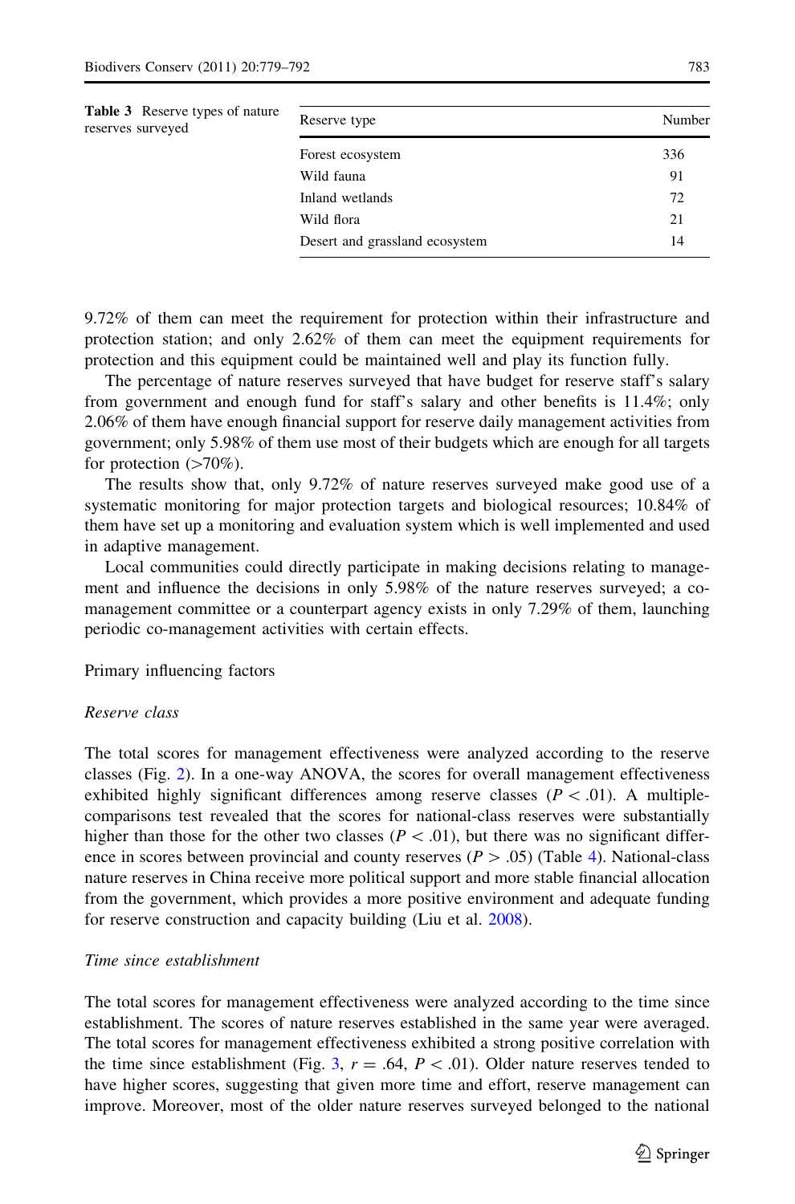**Table 3** Reserve types of nature reserves surveyed

| Reserve type | Number |
|---|---|
| Forest ecosystem | 336 |
| Wild fauna | 91 |
| Inland wetlands | 72 |
| Wild flora | 21 |
| Desert and grassland ecosystem | 14 |

9.72% of them can meet the requirement for protection within their infrastructure and protection station; and only 2.62% of them can meet the equipment requirements for protection and this equipment could be maintained well and play its function fully.

The percentage of nature reserves surveyed that have budget for reserve staff's salary from government and enough fund for staff's salary and other benefits is 11.4%; only 2.06% of them have enough financial support for reserve daily management activities from government; only 5.98% of them use most of their budgets which are enough for all targets for protection (>70%).

The results show that, only 9.72% of nature reserves surveyed make good use of a systematic monitoring for major protection targets and biological resources; 10.84% of them have set up a monitoring and evaluation system which is well implemented and used in adaptive management.

Local communities could directly participate in making decisions relating to management and influence the decisions in only 5.98% of the nature reserves surveyed; a co-management committee or a counterpart agency exists in only 7.29% of them, launching periodic co-management activities with certain effects.

## Primary influencing factors

### *Reserve class*

The total scores for management effectiveness were analyzed according to the reserve classes (Fig. 2). In a one-way ANOVA, the scores for overall management effectiveness exhibited highly significant differences among reserve classes ($P < .01$). A multiple-comparisons test revealed that the scores for national-class reserves were substantially higher than those for the other two classes ($P < .01$), but there was no significant difference in scores between provincial and county reserves ($P > .05$) (Table 4). National-class nature reserves in China receive more political support and more stable financial allocation from the government, which provides a more positive environment and adequate funding for reserve construction and capacity building (Liu et al. 2008).

### *Time since establishment*

The total scores for management effectiveness were analyzed according to the time since establishment. The scores of nature reserves established in the same year were averaged. The total scores for management effectiveness exhibited a strong positive correlation with the time since establishment (Fig. 3, $r = .64$, $P < .01$). Older nature reserves tended to have higher scores, suggesting that given more time and effort, reserve management can improve. Moreover, most of the older nature reserves surveyed belonged to the national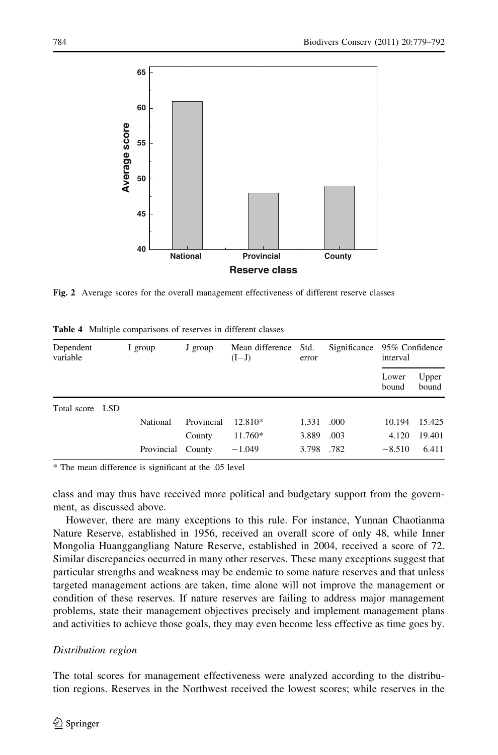Fig. 2 Average scores for the overall management effectiveness of different reserve classes

**Table 4** Multiple comparisons of reserves in different classes

| Dependent variable | | I group | J group | Mean difference (I−J) | Std. error | Significance | 95% Confidence interval | |
|---|---|---|---|---|---|---|---|---|
| | | | | | | | Lower bound | Upper bound |
| Total score | LSD | | | | | | | |
| | | National | Provincial | 12.810* | 1.331 | .000 | 10.194 | 15.425 |
| | | | County | 11.760* | 3.889 | .003 | 4.120 | 19.401 |
| | | Provincial | County | −1.049 | 3.798 | .782 | −8.510 | 6.411 |

* The mean difference is significant at the .05 level

class and may thus have received more political and budgetary support from the government, as discussed above.

However, there are many exceptions to this rule. For instance, Yunnan Chaotianma Nature Reserve, established in 1956, received an overall score of only 48, while Inner Mongolia Huanggangliang Nature Reserve, established in 2004, received a score of 72. Similar discrepancies occurred in many other reserves. These many exceptions suggest that particular strengths and weakness may be endemic to some nature reserves and that unless targeted management actions are taken, time alone will not improve the management or condition of these reserves. If nature reserves are failing to address major management problems, state their management objectives precisely and implement management plans and activities to achieve those goals, they may even become less effective as time goes by.

*Distribution region*

The total scores for management effectiveness were analyzed according to the distribution regions. Reserves in the Northwest received the lowest scores; while reserves in the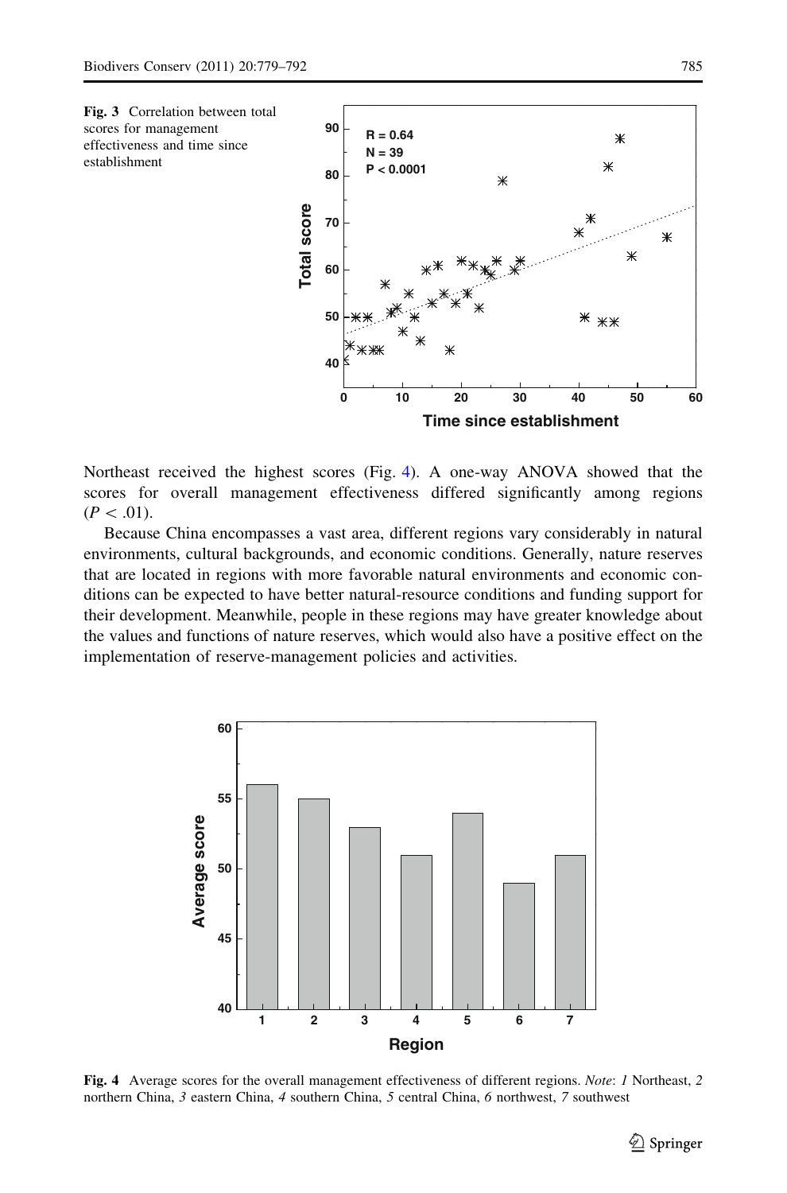Fig. 3 Correlation between total scores for management effectiveness and time since establishment

Northeast received the highest scores (Fig. 4). A one-way ANOVA showed that the scores for overall management effectiveness differed significantly among regions ($P < .01$).

Because China encompasses a vast area, different regions vary considerably in natural environments, cultural backgrounds, and economic conditions. Generally, nature reserves that are located in regions with more favorable natural environments and economic conditions can be expected to have better natural-resource conditions and funding support for their development. Meanwhile, people in these regions may have greater knowledge about the values and functions of nature reserves, which would also have a positive effect on the implementation of reserve-management policies and activities.

**Fig. 4** Average scores for the overall management effectiveness of different regions. *Note*: *1* Northeast, *2* northern China, *3* eastern China, *4* southern China, *5* central China, *6* northwest, *7* southwest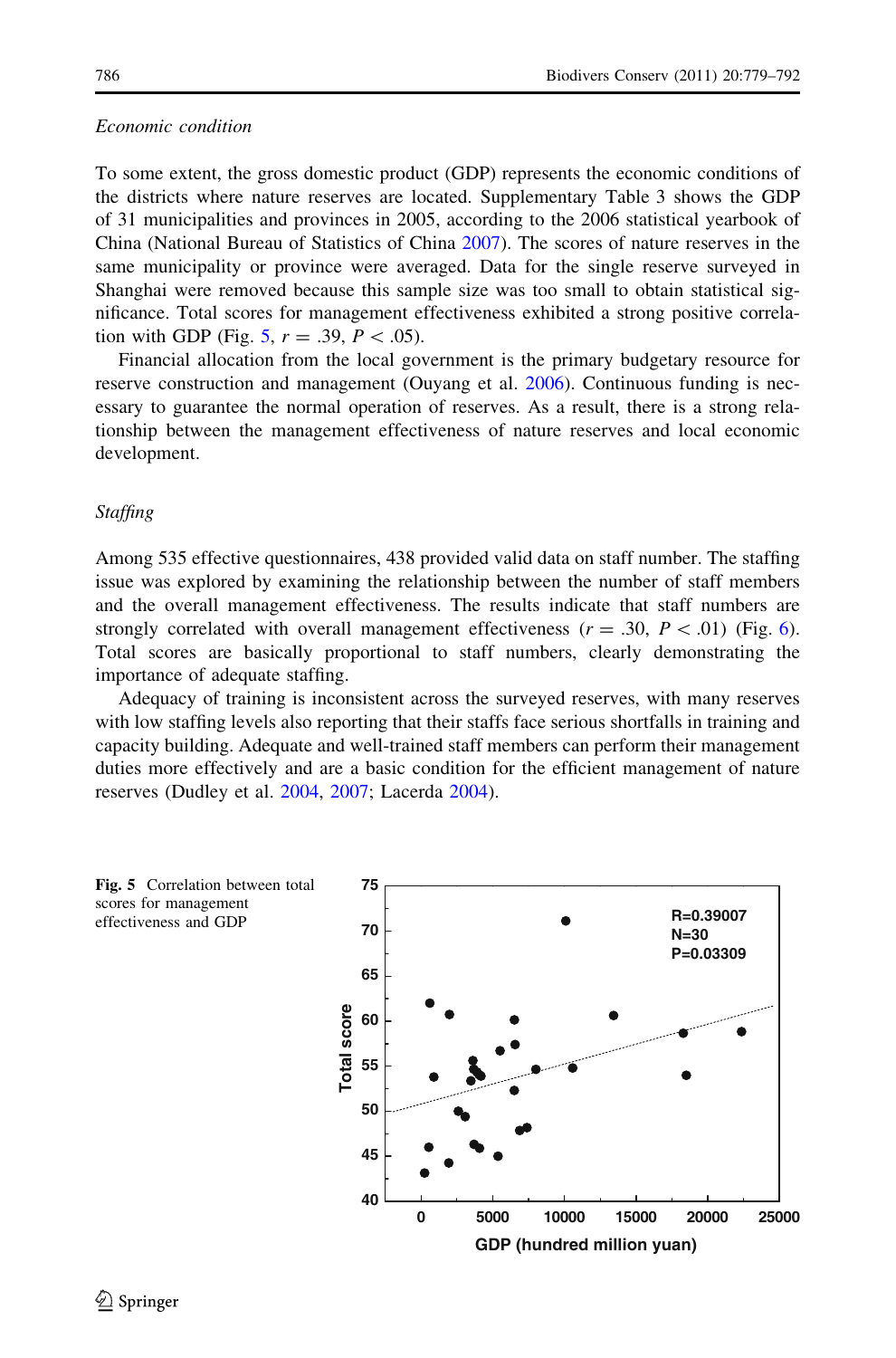*Economic condition*

To some extent, the gross domestic product (GDP) represents the economic conditions of the districts where nature reserves are located. Supplementary Table 3 shows the GDP of 31 municipalities and provinces in 2005, according to the 2006 statistical yearbook of China (National Bureau of Statistics of China 2007). The scores of nature reserves in the same municipality or province were averaged. Data for the single reserve surveyed in Shanghai were removed because this sample size was too small to obtain statistical significance. Total scores for management effectiveness exhibited a strong positive correlation with GDP (Fig. 5, $r = .39$, $P < .05$).

Financial allocation from the local government is the primary budgetary resource for reserve construction and management (Ouyang et al. 2006). Continuous funding is necessary to guarantee the normal operation of reserves. As a result, there is a strong relationship between the management effectiveness of nature reserves and local economic development.

*Staffing*

Among 535 effective questionnaires, 438 provided valid data on staff number. The staffing issue was explored by examining the relationship between the number of staff members and the overall management effectiveness. The results indicate that staff numbers are strongly correlated with overall management effectiveness ($r = .30$, $P < .01$) (Fig. 6). Total scores are basically proportional to staff numbers, clearly demonstrating the importance of adequate staffing.

Adequacy of training is inconsistent across the surveyed reserves, with many reserves with low staffing levels also reporting that their staffs face serious shortfalls in training and capacity building. Adequate and well-trained staff members can perform their management duties more effectively and are a basic condition for the efficient management of nature reserves (Dudley et al. 2004, 2007; Lacerda 2004).

**Fig. 5** Correlation between total scores for management effectiveness and GDP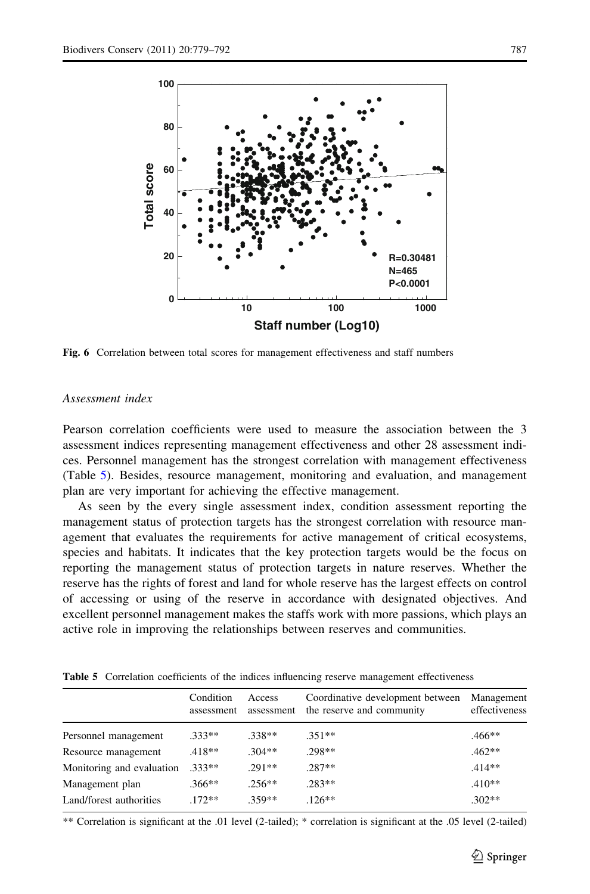Fig. 6 Correlation between total scores for management effectiveness and staff numbers

*Assessment index*

Pearson correlation coefficients were used to measure the association between the 3 assessment indices representing management effectiveness and other 28 assessment indices. Personnel management has the strongest correlation with management effectiveness (Table 5). Besides, resource management, monitoring and evaluation, and management plan are very important for achieving the effective management.

As seen by the every single assessment index, condition assessment reporting the management status of protection targets has the strongest correlation with resource management that evaluates the requirements for active management of critical ecosystems, species and habitats. It indicates that the key protection targets would be the focus on reporting the management status of protection targets in nature reserves. Whether the reserve has the rights of forest and land for whole reserve has the largest effects on control of accessing or using of the reserve in accordance with designated objectives. And excellent personnel management makes the staffs work with more passions, which plays an active role in improving the relationships between reserves and communities.

**Table 5** Correlation coefficients of the indices influencing reserve management effectiveness

| | Condition assessment | Access assessment | Coordinative development between the reserve and community | Management effectiveness |
|---|---|---|---|---|
| Personnel management | .333** | .338** | .351** | .466** |
| Resource management | .418** | .304** | .298** | .462** |
| Monitoring and evaluation | .333** | .291** | .287** | .414** |
| Management plan | .366** | .256** | .283** | .410** |
| Land/forest authorities | .172** | .359** | .126** | .302** |

** Correlation is significant at the .01 level (2-tailed); * correlation is significant at the .05 level (2-tailed)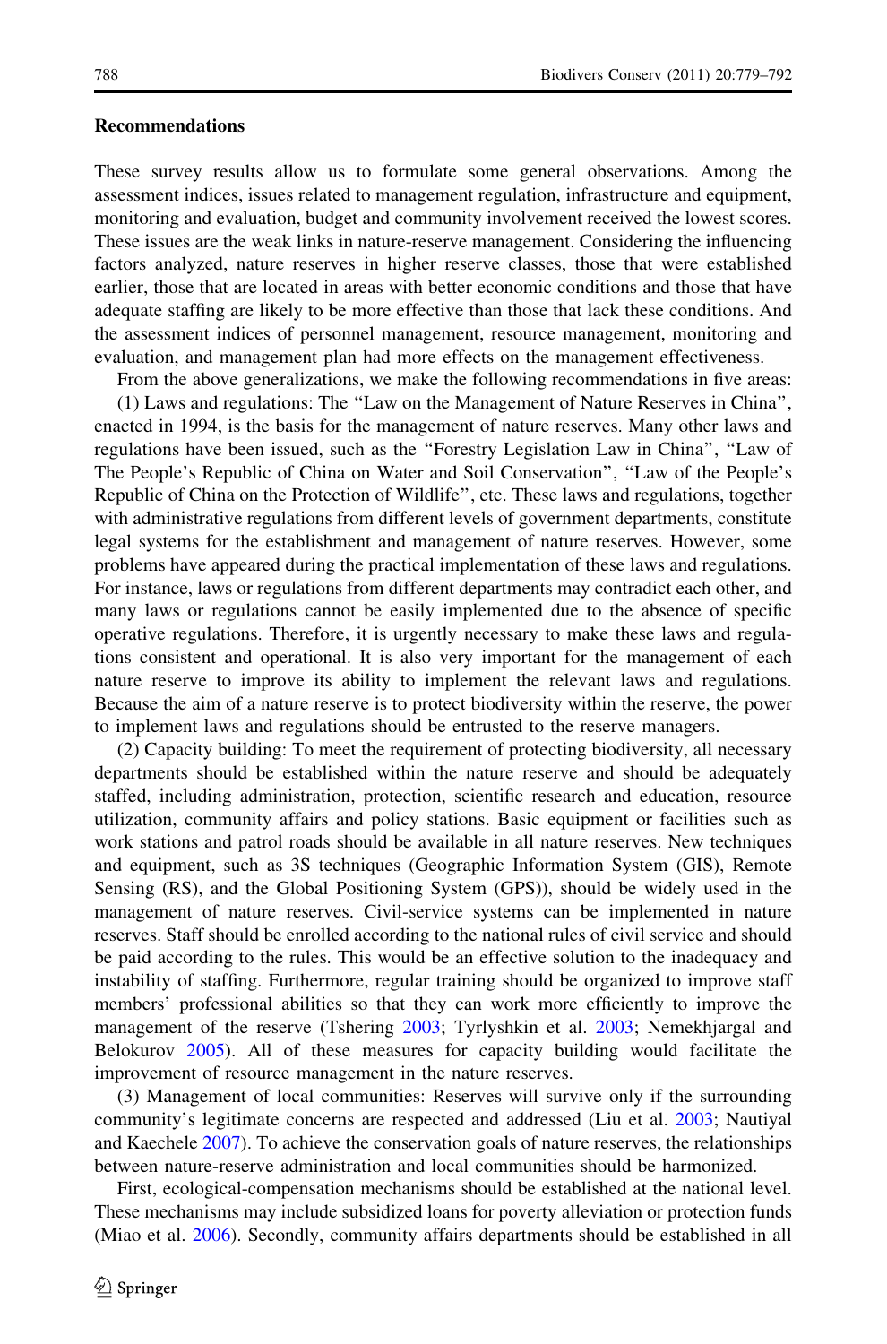## Recommendations

These survey results allow us to formulate some general observations. Among the assessment indices, issues related to management regulation, infrastructure and equipment, monitoring and evaluation, budget and community involvement received the lowest scores. These issues are the weak links in nature-reserve management. Considering the influencing factors analyzed, nature reserves in higher reserve classes, those that were established earlier, those that are located in areas with better economic conditions and those that have adequate staffing are likely to be more effective than those that lack these conditions. And the assessment indices of personnel management, resource management, monitoring and evaluation, and management plan had more effects on the management effectiveness.

From the above generalizations, we make the following recommendations in five areas:

(1) Laws and regulations: The "Law on the Management of Nature Reserves in China", enacted in 1994, is the basis for the management of nature reserves. Many other laws and regulations have been issued, such as the "Forestry Legislation Law in China", "Law of The People's Republic of China on Water and Soil Conservation", "Law of the People's Republic of China on the Protection of Wildlife", etc. These laws and regulations, together with administrative regulations from different levels of government departments, constitute legal systems for the establishment and management of nature reserves. However, some problems have appeared during the practical implementation of these laws and regulations. For instance, laws or regulations from different departments may contradict each other, and many laws or regulations cannot be easily implemented due to the absence of specific operative regulations. Therefore, it is urgently necessary to make these laws and regulations consistent and operational. It is also very important for the management of each nature reserve to improve its ability to implement the relevant laws and regulations. Because the aim of a nature reserve is to protect biodiversity within the reserve, the power to implement laws and regulations should be entrusted to the reserve managers.

(2) Capacity building: To meet the requirement of protecting biodiversity, all necessary departments should be established within the nature reserve and should be adequately staffed, including administration, protection, scientific research and education, resource utilization, community affairs and policy stations. Basic equipment or facilities such as work stations and patrol roads should be available in all nature reserves. New techniques and equipment, such as 3S techniques (Geographic Information System (GIS), Remote Sensing (RS), and the Global Positioning System (GPS)), should be widely used in the management of nature reserves. Civil-service systems can be implemented in nature reserves. Staff should be enrolled according to the national rules of civil service and should be paid according to the rules. This would be an effective solution to the inadequacy and instability of staffing. Furthermore, regular training should be organized to improve staff members' professional abilities so that they can work more efficiently to improve the management of the reserve (Tshering 2003; Tyrlyshkin et al. 2003; Nemekhjargal and Belokurov 2005). All of these measures for capacity building would facilitate the improvement of resource management in the nature reserves.

(3) Management of local communities: Reserves will survive only if the surrounding community's legitimate concerns are respected and addressed (Liu et al. 2003; Nautiyal and Kaechele 2007). To achieve the conservation goals of nature reserves, the relationships between nature-reserve administration and local communities should be harmonized.

First, ecological-compensation mechanisms should be established at the national level. These mechanisms may include subsidized loans for poverty alleviation or protection funds (Miao et al. 2006). Secondly, community affairs departments should be established in all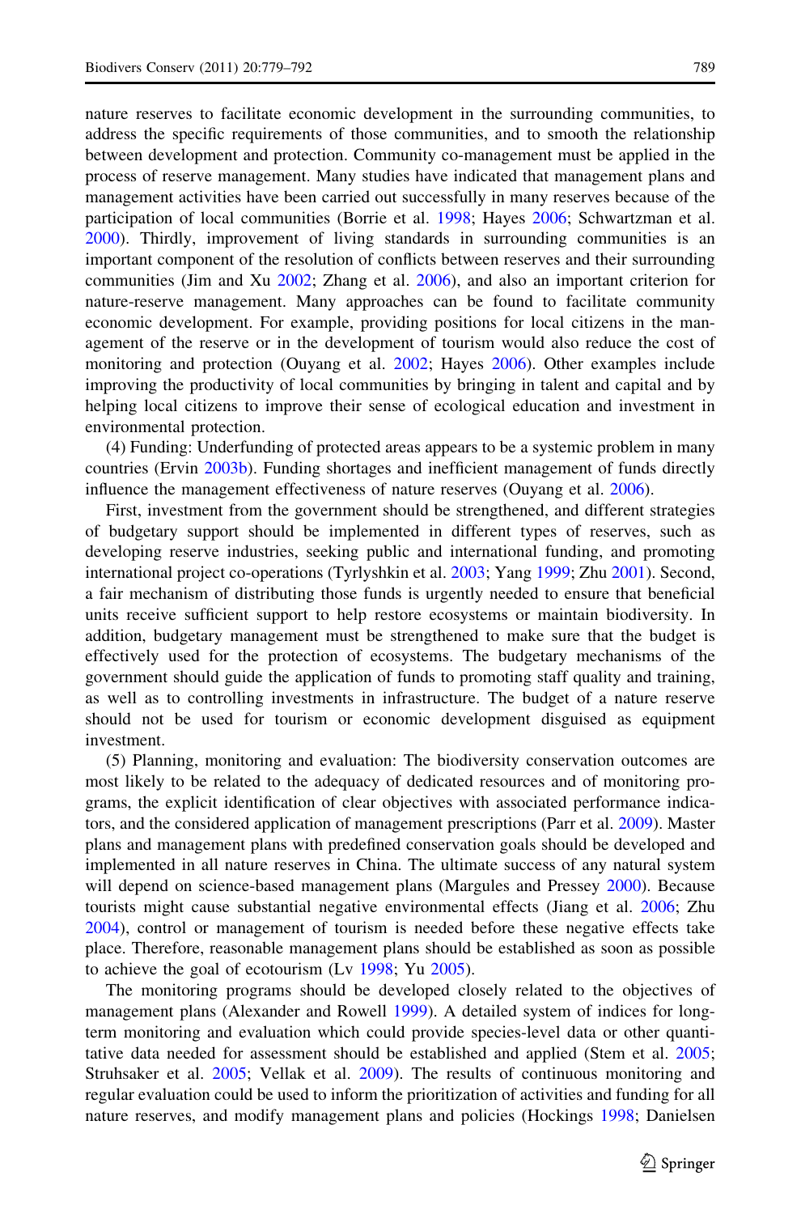nature reserves to facilitate economic development in the surrounding communities, to address the specific requirements of those communities, and to smooth the relationship between development and protection. Community co-management must be applied in the process of reserve management. Many studies have indicated that management plans and management activities have been carried out successfully in many reserves because of the participation of local communities (Borrie et al. 1998; Hayes 2006; Schwartzman et al. 2000). Thirdly, improvement of living standards in surrounding communities is an important component of the resolution of conflicts between reserves and their surrounding communities (Jim and Xu 2002; Zhang et al. 2006), and also an important criterion for nature-reserve management. Many approaches can be found to facilitate community economic development. For example, providing positions for local citizens in the management of the reserve or in the development of tourism would also reduce the cost of monitoring and protection (Ouyang et al. 2002; Hayes 2006). Other examples include improving the productivity of local communities by bringing in talent and capital and by helping local citizens to improve their sense of ecological education and investment in environmental protection.

(4) Funding: Underfunding of protected areas appears to be a systemic problem in many countries (Ervin 2003b). Funding shortages and inefficient management of funds directly influence the management effectiveness of nature reserves (Ouyang et al. 2006).

First, investment from the government should be strengthened, and different strategies of budgetary support should be implemented in different types of reserves, such as developing reserve industries, seeking public and international funding, and promoting international project co-operations (Tyrlyshkin et al. 2003; Yang 1999; Zhu 2001). Second, a fair mechanism of distributing those funds is urgently needed to ensure that beneficial units receive sufficient support to help restore ecosystems or maintain biodiversity. In addition, budgetary management must be strengthened to make sure that the budget is effectively used for the protection of ecosystems. The budgetary mechanisms of the government should guide the application of funds to promoting staff quality and training, as well as to controlling investments in infrastructure. The budget of a nature reserve should not be used for tourism or economic development disguised as equipment investment.

(5) Planning, monitoring and evaluation: The biodiversity conservation outcomes are most likely to be related to the adequacy of dedicated resources and of monitoring programs, the explicit identification of clear objectives with associated performance indicators, and the considered application of management prescriptions (Parr et al. 2009). Master plans and management plans with predefined conservation goals should be developed and implemented in all nature reserves in China. The ultimate success of any natural system will depend on science-based management plans (Margules and Pressey 2000). Because tourists might cause substantial negative environmental effects (Jiang et al. 2006; Zhu 2004), control or management of tourism is needed before these negative effects take place. Therefore, reasonable management plans should be established as soon as possible to achieve the goal of ecotourism (Lv 1998; Yu 2005).

The monitoring programs should be developed closely related to the objectives of management plans (Alexander and Rowell 1999). A detailed system of indices for long-term monitoring and evaluation which could provide species-level data or other quantitative data needed for assessment should be established and applied (Stem et al. 2005; Struhsaker et al. 2005; Vellak et al. 2009). The results of continuous monitoring and regular evaluation could be used to inform the prioritization of activities and funding for all nature reserves, and modify management plans and policies (Hockings 1998; Danielsen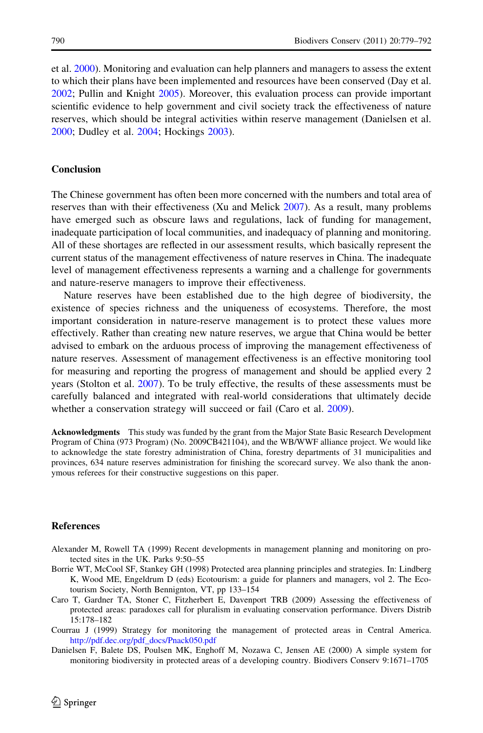et al. 2000). Monitoring and evaluation can help planners and managers to assess the extent to which their plans have been implemented and resources have been conserved (Day et al. 2002; Pullin and Knight 2005). Moreover, this evaluation process can provide important scientific evidence to help government and civil society track the effectiveness of nature reserves, which should be integral activities within reserve management (Danielsen et al. 2000; Dudley et al. 2004; Hockings 2003).

## Conclusion

The Chinese government has often been more concerned with the numbers and total area of reserves than with their effectiveness (Xu and Melick 2007). As a result, many problems have emerged such as obscure laws and regulations, lack of funding for management, inadequate participation of local communities, and inadequacy of planning and monitoring. All of these shortages are reflected in our assessment results, which basically represent the current status of the management effectiveness of nature reserves in China. The inadequate level of management effectiveness represents a warning and a challenge for governments and nature-reserve managers to improve their effectiveness.

Nature reserves have been established due to the high degree of biodiversity, the existence of species richness and the uniqueness of ecosystems. Therefore, the most important consideration in nature-reserve management is to protect these values more effectively. Rather than creating new nature reserves, we argue that China would be better advised to embark on the arduous process of improving the management effectiveness of nature reserves. Assessment of management effectiveness is an effective monitoring tool for measuring and reporting the progress of management and should be applied every 2 years (Stolton et al. 2007). To be truly effective, the results of these assessments must be carefully balanced and integrated with real-world considerations that ultimately decide whether a conservation strategy will succeed or fail (Caro et al. 2009).

**Acknowledgments** This study was funded by the grant from the Major State Basic Research Development Program of China (973 Program) (No. 2009CB421104), and the WB/WWF alliance project. We would like to acknowledge the state forestry administration of China, forestry departments of 31 municipalities and provinces, 634 nature reserves administration for finishing the scorecard survey. We also thank the anonymous referees for their constructive suggestions on this paper.

## References

Alexander M, Rowell TA (1999) Recent developments in management planning and monitoring on protected sites in the UK. Parks 9:50–55

Borrie WT, McCool SF, Stankey GH (1998) Protected area planning principles and strategies. In: Lindberg K, Wood ME, Engeldrum D (eds) Ecotourism: a guide for planners and managers, vol 2. The Ecotourism Society, North Bennington, VT, pp 133–154

Caro T, Gardner TA, Stoner C, Fitzherbert E, Davenport TRB (2009) Assessing the effectiveness of protected areas: paradoxes call for pluralism in evaluating conservation performance. Divers Distrib 15:178–182

Courrau J (1999) Strategy for monitoring the management of protected areas in Central America. http://pdf.dec.org/pdf_docs/Pnack050.pdf

Danielsen F, Balete DS, Poulsen MK, Enghoff M, Nozawa C, Jensen AE (2000) A simple system for monitoring biodiversity in protected areas of a developing country. Biodivers Conserv 9:1671–1705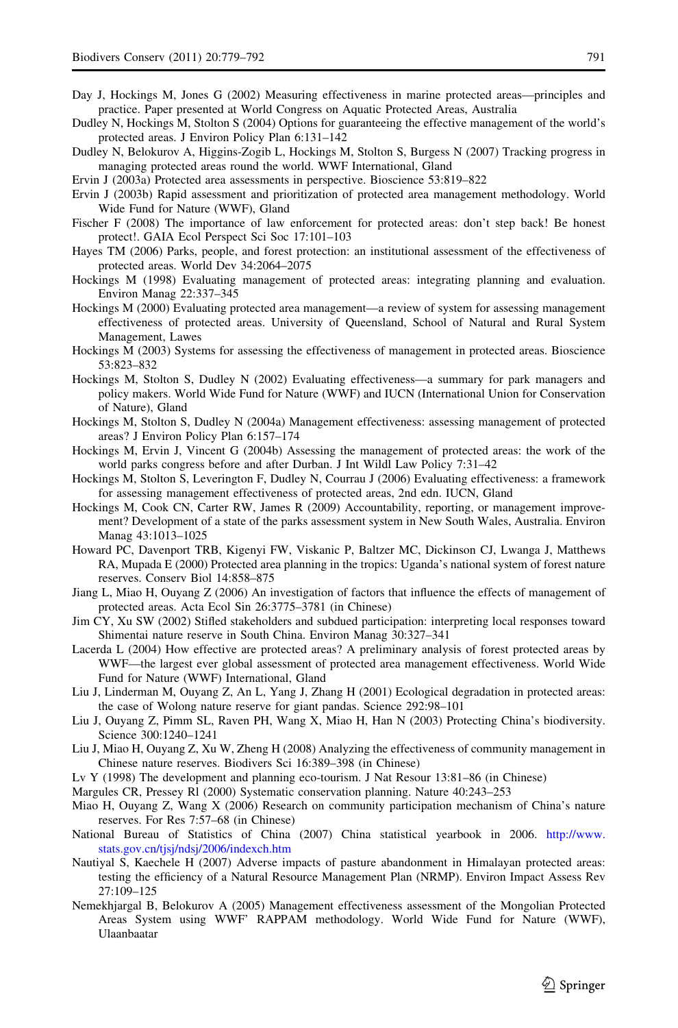Day J, Hockings M, Jones G (2002) Measuring effectiveness in marine protected areas—principles and practice. Paper presented at World Congress on Aquatic Protected Areas, Australia

Dudley N, Hockings M, Stolton S (2004) Options for guaranteeing the effective management of the world's protected areas. J Environ Policy Plan 6:131–142

Dudley N, Belokurov A, Higgins-Zogib L, Hockings M, Stolton S, Burgess N (2007) Tracking progress in managing protected areas round the world. WWF International, Gland

Ervin J (2003a) Protected area assessments in perspective. Bioscience 53:819–822

Ervin J (2003b) Rapid assessment and prioritization of protected area management methodology. World Wide Fund for Nature (WWF), Gland

Fischer F (2008) The importance of law enforcement for protected areas: don't step back! Be honest protect!. GAIA Ecol Perspect Sci Soc 17:101–103

Hayes TM (2006) Parks, people, and forest protection: an institutional assessment of the effectiveness of protected areas. World Dev 34:2064–2075

Hockings M (1998) Evaluating management of protected areas: integrating planning and evaluation. Environ Manag 22:337–345

Hockings M (2000) Evaluating protected area management—a review of system for assessing management effectiveness of protected areas. University of Queensland, School of Natural and Rural System Management, Lawes

Hockings M (2003) Systems for assessing the effectiveness of management in protected areas. Bioscience 53:823–832

Hockings M, Stolton S, Dudley N (2002) Evaluating effectiveness—a summary for park managers and policy makers. World Wide Fund for Nature (WWF) and IUCN (International Union for Conservation of Nature), Gland

Hockings M, Stolton S, Dudley N (2004a) Management effectiveness: assessing management of protected areas? J Environ Policy Plan 6:157–174

Hockings M, Ervin J, Vincent G (2004b) Assessing the management of protected areas: the work of the world parks congress before and after Durban. J Int Wildl Law Policy 7:31–42

Hockings M, Stolton S, Leverington F, Dudley N, Courrau J (2006) Evaluating effectiveness: a framework for assessing management effectiveness of protected areas, 2nd edn. IUCN, Gland

Hockings M, Cook CN, Carter RW, James R (2009) Accountability, reporting, or management improvement? Development of a state of the parks assessment system in New South Wales, Australia. Environ Manag 43:1013–1025

Howard PC, Davenport TRB, Kigenyi FW, Viskanic P, Baltzer MC, Dickinson CJ, Lwanga J, Matthews RA, Mupada E (2000) Protected area planning in the tropics: Uganda's national system of forest nature reserves. Conserv Biol 14:858–875

Jiang L, Miao H, Ouyang Z (2006) An investigation of factors that influence the effects of management of protected areas. Acta Ecol Sin 26:3775–3781 (in Chinese)

Jim CY, Xu SW (2002) Stifled stakeholders and subdued participation: interpreting local responses toward Shimentai nature reserve in South China. Environ Manag 30:327–341

Lacerda L (2004) How effective are protected areas? A preliminary analysis of forest protected areas by WWF—the largest ever global assessment of protected area management effectiveness. World Wide Fund for Nature (WWF) International, Gland

Liu J, Linderman M, Ouyang Z, An L, Yang J, Zhang H (2001) Ecological degradation in protected areas: the case of Wolong nature reserve for giant pandas. Science 292:98–101

Liu J, Ouyang Z, Pimm SL, Raven PH, Wang X, Miao H, Han N (2003) Protecting China's biodiversity. Science 300:1240–1241

Liu J, Miao H, Ouyang Z, Xu W, Zheng H (2008) Analyzing the effectiveness of community management in Chinese nature reserves. Biodivers Sci 16:389–398 (in Chinese)

Lv Y (1998) The development and planning eco-tourism. J Nat Resour 13:81–86 (in Chinese)

Margules CR, Pressey Rl (2000) Systematic conservation planning. Nature 40:243–253

Miao H, Ouyang Z, Wang X (2006) Research on community participation mechanism of China's nature reserves. For Res 7:57–68 (in Chinese)

National Bureau of Statistics of China (2007) China statistical yearbook in 2006. http://www.stats.gov.cn/tjsj/ndsj/2006/indexch.htm

Nautiyal S, Kaechele H (2007) Adverse impacts of pasture abandonment in Himalayan protected areas: testing the efficiency of a Natural Resource Management Plan (NRMP). Environ Impact Assess Rev 27:109–125

Nemekhjargal B, Belokurov A (2005) Management effectiveness assessment of the Mongolian Protected Areas System using WWF' RAPPAM methodology. World Wide Fund for Nature (WWF), Ulaanbaatar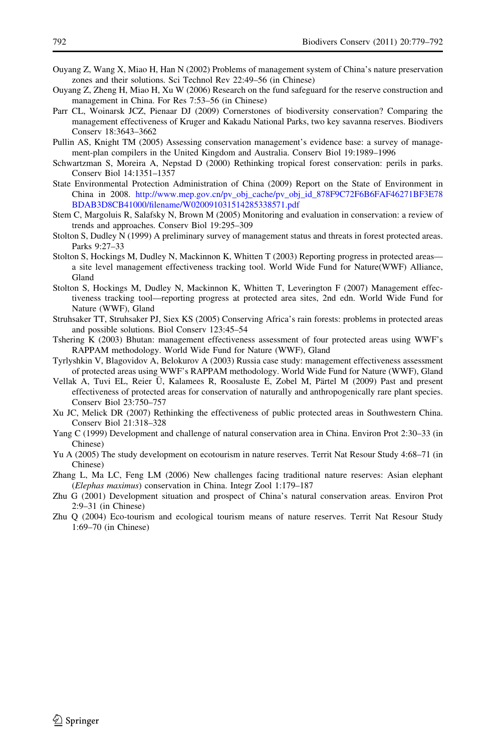Ouyang Z, Wang X, Miao H, Han N (2002) Problems of management system of China's nature preservation zones and their solutions. Sci Technol Rev 22:49–56 (in Chinese)

Ouyang Z, Zheng H, Miao H, Xu W (2006) Research on the fund safeguard for the reserve construction and management in China. For Res 7:53–56 (in Chinese)

Parr CL, Woinarsk JCZ, Pienaar DJ (2009) Cornerstones of biodiversity conservation? Comparing the management effectiveness of Kruger and Kakadu National Parks, two key savanna reserves. Biodivers Conserv 18:3643–3662

Pullin AS, Knight TM (2005) Assessing conservation management's evidence base: a survey of management-plan compilers in the United Kingdom and Australia. Conserv Biol 19:1989–1996

Schwartzman S, Moreira A, Nepstad D (2000) Rethinking tropical forest conservation: perils in parks. Conserv Biol 14:1351–1357

State Environmental Protection Administration of China (2009) Report on the State of Environment in China in 2008. http://www.mep.gov.cn/pv_obj_cache/pv_obj_id_878F9C72F6B6FAF46271BF3E78BDAB3D8CB41000/filename/W020091031514285338571.pdf

Stem C, Margoluis R, Salafsky N, Brown M (2005) Monitoring and evaluation in conservation: a review of trends and approaches. Conserv Biol 19:295–309

Stolton S, Dudley N (1999) A preliminary survey of management status and threats in forest protected areas. Parks 9:27–33

Stolton S, Hockings M, Dudley N, Mackinnon K, Whitten T (2003) Reporting progress in protected areas—a site level management effectiveness tracking tool. World Wide Fund for Nature(WWF) Alliance, Gland

Stolton S, Hockings M, Dudley N, Mackinnon K, Whitten T, Leverington F (2007) Management effectiveness tracking tool—reporting progress at protected area sites, 2nd edn. World Wide Fund for Nature (WWF), Gland

Struhsaker TT, Struhsaker PJ, Siex KS (2005) Conserving Africa's rain forests: problems in protected areas and possible solutions. Biol Conserv 123:45–54

Tshering K (2003) Bhutan: management effectiveness assessment of four protected areas using WWF's RAPPAM methodology. World Wide Fund for Nature (WWF), Gland

Tyrlyshkin V, Blagovidov A, Belokurov A (2003) Russia case study: management effectiveness assessment of protected areas using WWF's RAPPAM methodology. World Wide Fund for Nature (WWF), Gland

Vellak A, Tuvi EL, Reier Ü, Kalamees R, Roosaluste E, Zobel M, Pärtel M (2009) Past and present effectiveness of protected areas for conservation of naturally and anthropogenically rare plant species. Conserv Biol 23:750–757

Xu JC, Melick DR (2007) Rethinking the effectiveness of public protected areas in Southwestern China. Conserv Biol 21:318–328

Yang C (1999) Development and challenge of natural conservation area in China. Environ Prot 2:30–33 (in Chinese)

Yu A (2005) The study development on ecotourism in nature reserves. Territ Nat Resour Study 4:68–71 (in Chinese)

Zhang L, Ma LC, Feng LM (2006) New challenges facing traditional nature reserves: Asian elephant (*Elephas maximus*) conservation in China. Integr Zool 1:179–187

Zhu G (2001) Development situation and prospect of China's natural conservation areas. Environ Prot 2:9–31 (in Chinese)

Zhu Q (2004) Eco-tourism and ecological tourism means of nature reserves. Territ Nat Resour Study 1:69–70 (in Chinese)